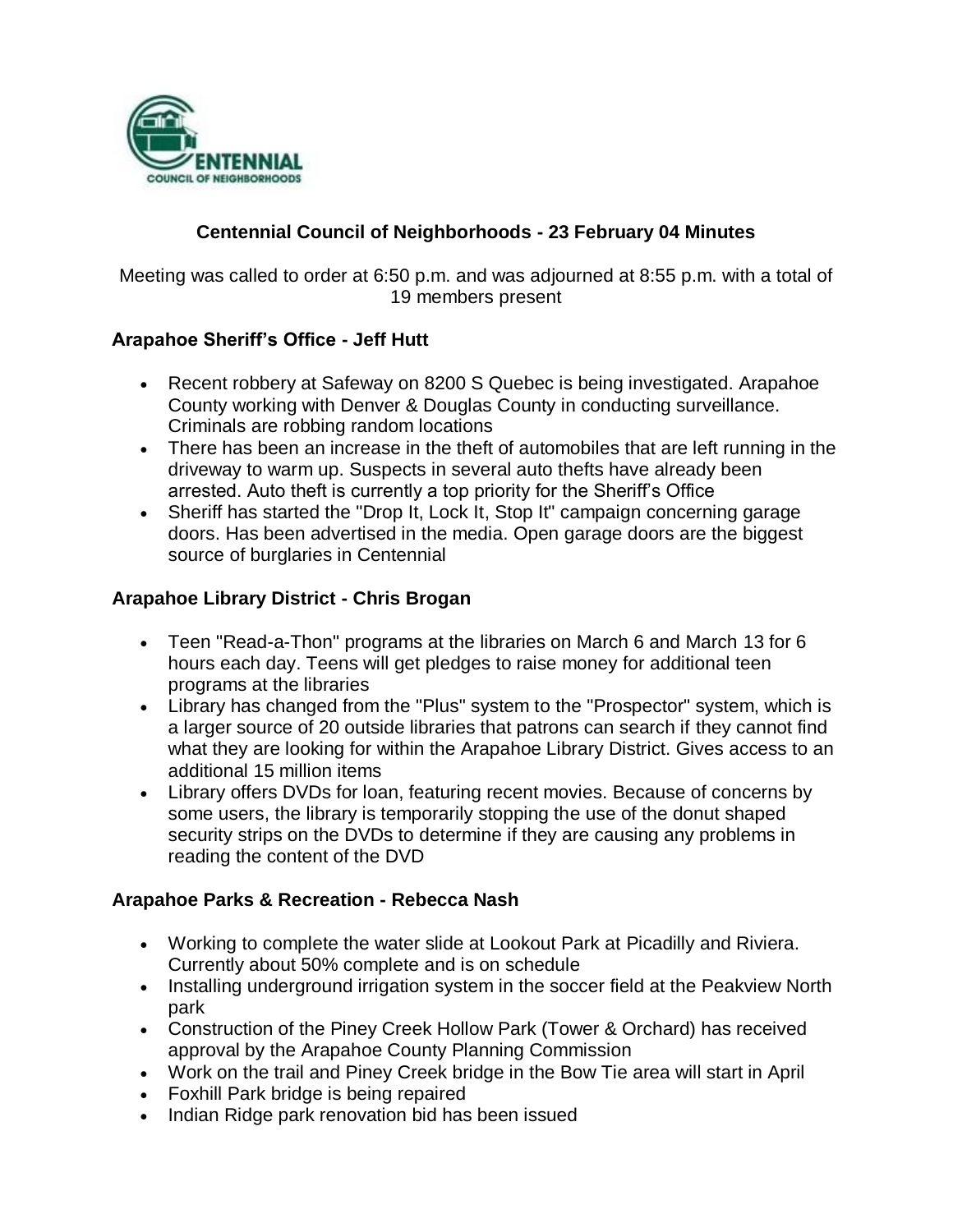CENTENNIAL COUNCIL OF NEIGHBORHOODS

# Centennial Council of Neighborhoods - 23 February 04 Minutes

Meeting was called to order at 6:50 p.m. and was adjourned at 8:55 p.m. with a total of 19 members present

## Arapahoe Sheriff's Office - Jeff Hutt

- Recent robbery at Safeway on 8200 S Quebec is being investigated. Arapahoe County working with Denver & Douglas County in conducting surveillance. Criminals are robbing random locations
- There has been an increase in the theft of automobiles that are left running in the driveway to warm up. Suspects in several auto thefts have already been arrested. Auto theft is currently a top priority for the Sheriff's Office
- Sheriff has started the "Drop It, Lock It, Stop It" campaign concerning garage doors. Has been advertised in the media. Open garage doors are the biggest source of burglaries in Centennial

## Arapahoe Library District - Chris Brogan

- Teen "Read-a-Thon" programs at the libraries on March 6 and March 13 for 6 hours each day. Teens will get pledges to raise money for additional teen programs at the libraries
- Library has changed from the "Plus" system to the "Prospector" system, which is a larger source of 20 outside libraries that patrons can search if they cannot find what they are looking for within the Arapahoe Library District. Gives access to an additional 15 million items
- Library offers DVDs for loan, featuring recent movies. Because of concerns by some users, the library is temporarily stopping the use of the donut shaped security strips on the DVDs to determine if they are causing any problems in reading the content of the DVD

## Arapahoe Parks & Recreation - Rebecca Nash

- Working to complete the water slide at Lookout Park at Picadilly and Riviera. Currently about 50% complete and is on schedule
- Installing underground irrigation system in the soccer field at the Peakview North park
- Construction of the Piney Creek Hollow Park (Tower & Orchard) has received approval by the Arapahoe County Planning Commission
- Work on the trail and Piney Creek bridge in the Bow Tie area will start in April
- Foxhill Park bridge is being repaired
- Indian Ridge park renovation bid has been issued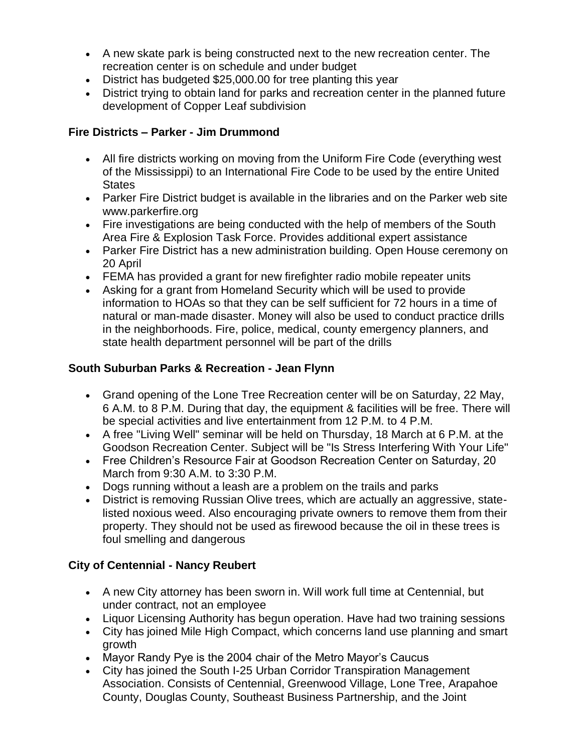- A new skate park is being constructed next to the new recreation center. The recreation center is on schedule and under budget
- District has budgeted $25,000.00 for tree planting this year
- District trying to obtain land for parks and recreation center in the planned future development of Copper Leaf subdivision

**Fire Districts – Parker - Jim Drummond**

- All fire districts working on moving from the Uniform Fire Code (everything west of the Mississippi) to an International Fire Code to be used by the entire United States
- Parker Fire District budget is available in the libraries and on the Parker web site www.parkerfire.org
- Fire investigations are being conducted with the help of members of the South Area Fire & Explosion Task Force. Provides additional expert assistance
- Parker Fire District has a new administration building. Open House ceremony on 20 April
- FEMA has provided a grant for new firefighter radio mobile repeater units
- Asking for a grant from Homeland Security which will be used to provide information to HOAs so that they can be self sufficient for 72 hours in a time of natural or man-made disaster. Money will also be used to conduct practice drills in the neighborhoods. Fire, police, medical, county emergency planners, and state health department personnel will be part of the drills

**South Suburban Parks & Recreation - Jean Flynn**

- Grand opening of the Lone Tree Recreation center will be on Saturday, 22 May, 6 A.M. to 8 P.M. During that day, the equipment & facilities will be free. There will be special activities and live entertainment from 12 P.M. to 4 P.M.
- A free "Living Well" seminar will be held on Thursday, 18 March at 6 P.M. at the Goodson Recreation Center. Subject will be "Is Stress Interfering With Your Life"
- Free Children's Resource Fair at Goodson Recreation Center on Saturday, 20 March from 9:30 A.M. to 3:30 P.M.
- Dogs running without a leash are a problem on the trails and parks
- District is removing Russian Olive trees, which are actually an aggressive, state-listed noxious weed. Also encouraging private owners to remove them from their property. They should not be used as firewood because the oil in these trees is foul smelling and dangerous

**City of Centennial - Nancy Reubert**

- A new City attorney has been sworn in. Will work full time at Centennial, but under contract, not an employee
- Liquor Licensing Authority has begun operation. Have had two training sessions
- City has joined Mile High Compact, which concerns land use planning and smart growth
- Mayor Randy Pye is the 2004 chair of the Metro Mayor's Caucus
- City has joined the South I-25 Urban Corridor Transpiration Management Association. Consists of Centennial, Greenwood Village, Lone Tree, Arapahoe County, Douglas County, Southeast Business Partnership, and the Joint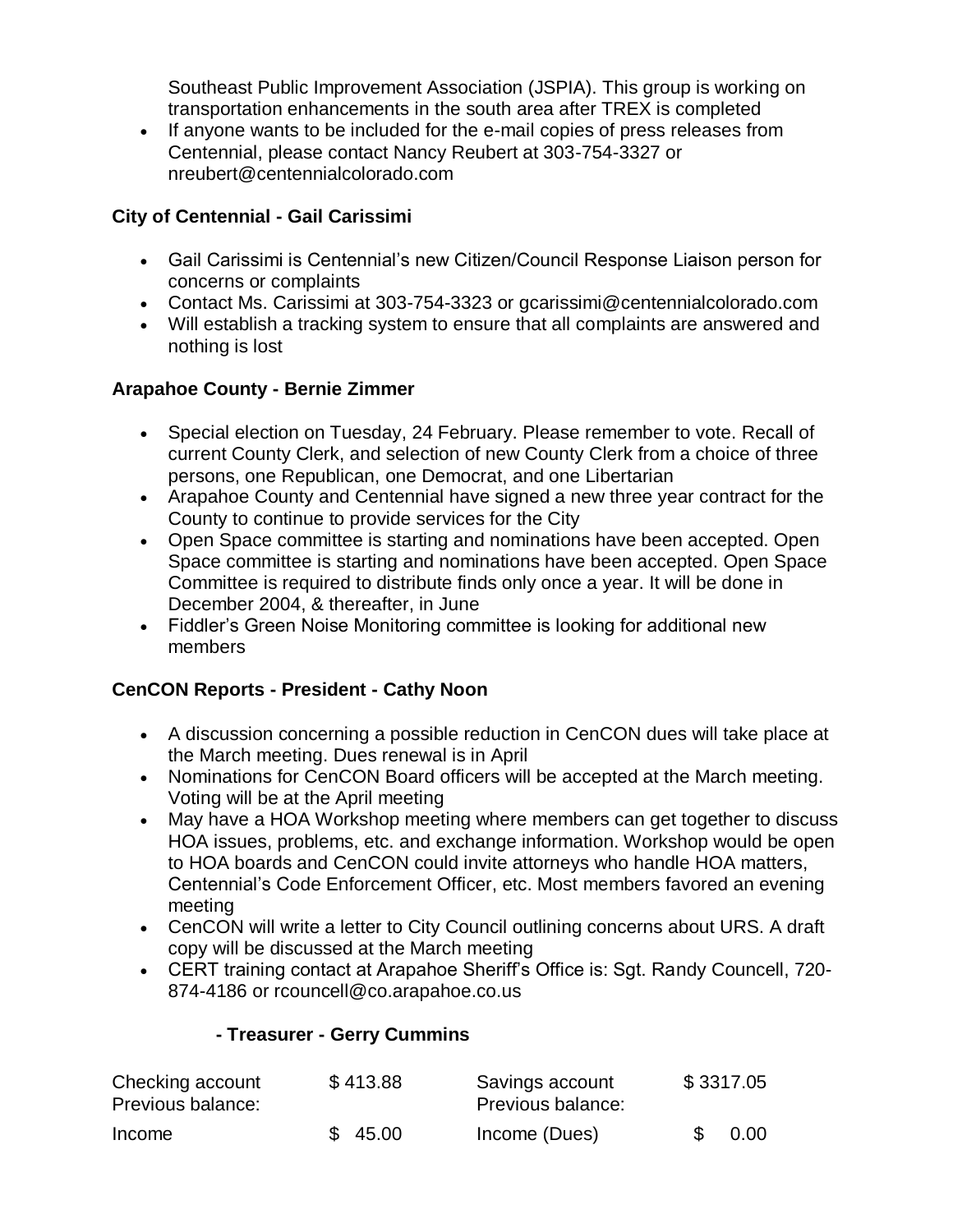Southeast Public Improvement Association (JSPIA). This group is working on transportation enhancements in the south area after TREX is completed

- If anyone wants to be included for the e-mail copies of press releases from Centennial, please contact Nancy Reubert at 303-754-3327 or nreubert@centennialcolorado.com

**City of Centennial - Gail Carissimi**

- Gail Carissimi is Centennial's new Citizen/Council Response Liaison person for concerns or complaints
- Contact Ms. Carissimi at 303-754-3323 or gcarissimi@centennialcolorado.com
- Will establish a tracking system to ensure that all complaints are answered and nothing is lost

**Arapahoe County - Bernie Zimmer**

- Special election on Tuesday, 24 February. Please remember to vote. Recall of current County Clerk, and selection of new County Clerk from a choice of three persons, one Republican, one Democrat, and one Libertarian
- Arapahoe County and Centennial have signed a new three year contract for the County to continue to provide services for the City
- Open Space committee is starting and nominations have been accepted. Open Space committee is starting and nominations have been accepted. Open Space Committee is required to distribute finds only once a year. It will be done in December 2004, & thereafter, in June
- Fiddler's Green Noise Monitoring committee is looking for additional new members

**CenCON Reports - President - Cathy Noon**

- A discussion concerning a possible reduction in CenCON dues will take place at the March meeting. Dues renewal is in April
- Nominations for CenCON Board officers will be accepted at the March meeting. Voting will be at the April meeting
- May have a HOA Workshop meeting where members can get together to discuss HOA issues, problems, etc. and exchange information. Workshop would be open to HOA boards and CenCON could invite attorneys who handle HOA matters, Centennial's Code Enforcement Officer, etc. Most members favored an evening meeting
- CenCON will write a letter to City Council outlining concerns about URS. A draft copy will be discussed at the March meeting
- CERT training contact at Arapahoe Sheriff's Office is: Sgt. Randy Councell, 720-874-4186 or rcouncell@co.arapahoe.co.us

**- Treasurer - Gerry Cummins**

| | | | |
|---|---|---|---|
| Checking account Previous balance: | $ 413.88 | Savings account Previous balance: | $ 3317.05 |
| Income | $ 45.00 | Income (Dues) | $ 0.00 |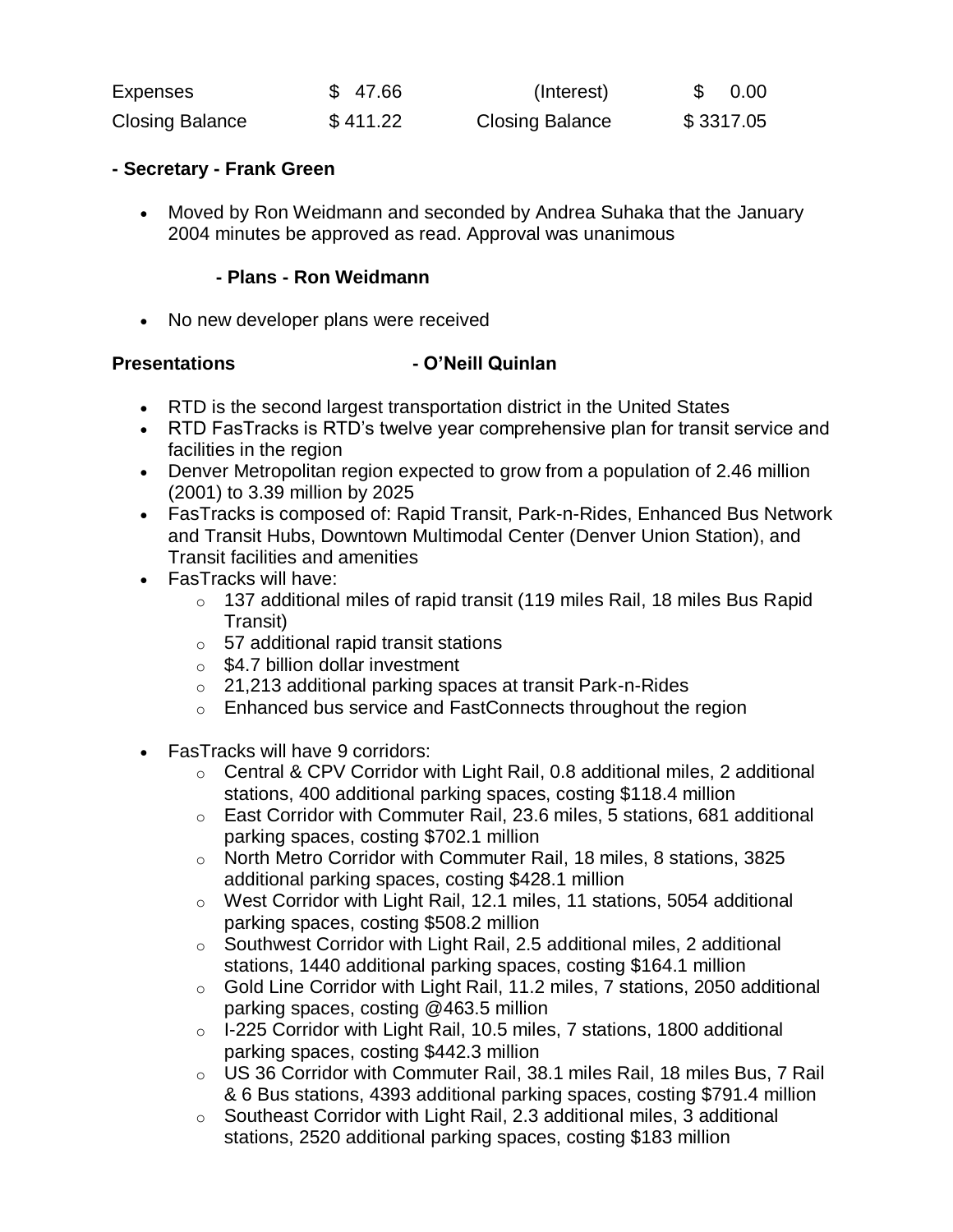| Expenses | $ 47.66 | (Interest) | $ 0.00 |
| --- | --- | --- | --- |
| Closing Balance | $ 411.22 | Closing Balance | $ 3317.05 |

**- Secretary - Frank Green**

- Moved by Ron Weidmann and seconded by Andrea Suhaka that the January 2004 minutes be approved as read. Approval was unanimous

**- Plans - Ron Weidmann**

- No new developer plans were received

**Presentations - O'Neill Quinlan**

- RTD is the second largest transportation district in the United States
- RTD FasTracks is RTD's twelve year comprehensive plan for transit service and facilities in the region
- Denver Metropolitan region expected to grow from a population of 2.46 million (2001) to 3.39 million by 2025
- FasTracks is composed of: Rapid Transit, Park-n-Rides, Enhanced Bus Network and Transit Hubs, Downtown Multimodal Center (Denver Union Station), and Transit facilities and amenities
- FasTracks will have:
  - 137 additional miles of rapid transit (119 miles Rail, 18 miles Bus Rapid Transit)
  - 57 additional rapid transit stations
  - $4.7 billion dollar investment
  - 21,213 additional parking spaces at transit Park-n-Rides
  - Enhanced bus service and FastConnects throughout the region
- FasTracks will have 9 corridors:
  - Central & CPV Corridor with Light Rail, 0.8 additional miles, 2 additional stations, 400 additional parking spaces, costing $118.4 million
  - East Corridor with Commuter Rail, 23.6 miles, 5 stations, 681 additional parking spaces, costing $702.1 million
  - North Metro Corridor with Commuter Rail, 18 miles, 8 stations, 3825 additional parking spaces, costing $428.1 million
  - West Corridor with Light Rail, 12.1 miles, 11 stations, 5054 additional parking spaces, costing $508.2 million
  - Southwest Corridor with Light Rail, 2.5 additional miles, 2 additional stations, 1440 additional parking spaces, costing $164.1 million
  - Gold Line Corridor with Light Rail, 11.2 miles, 7 stations, 2050 additional parking spaces, costing @463.5 million
  - I-225 Corridor with Light Rail, 10.5 miles, 7 stations, 1800 additional parking spaces, costing $442.3 million
  - US 36 Corridor with Commuter Rail, 38.1 miles Rail, 18 miles Bus, 7 Rail & 6 Bus stations, 4393 additional parking spaces, costing $791.4 million
  - Southeast Corridor with Light Rail, 2.3 additional miles, 3 additional stations, 2520 additional parking spaces, costing $183 million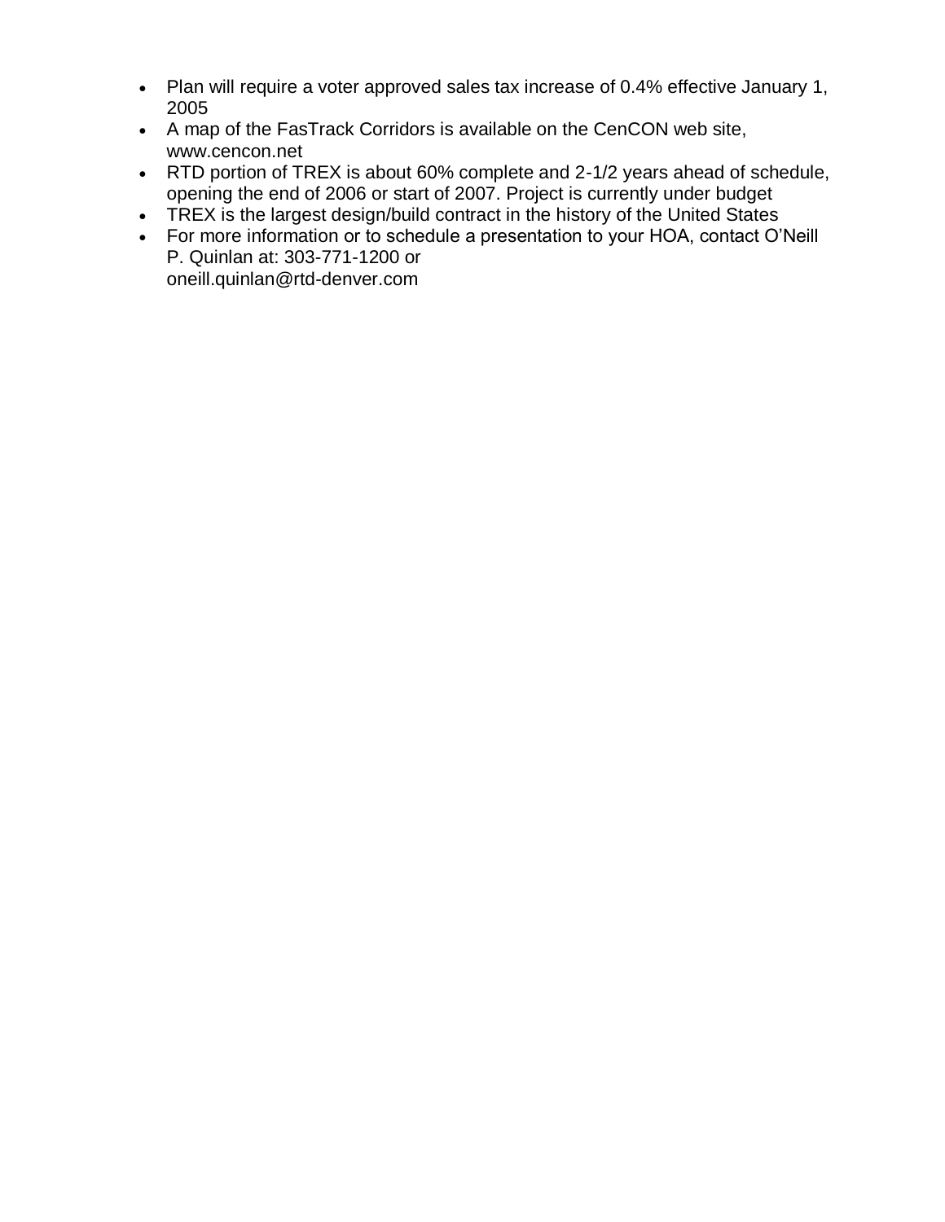- Plan will require a voter approved sales tax increase of 0.4% effective January 1, 2005
- A map of the FasTrack Corridors is available on the CenCON web site, www.cencon.net
- RTD portion of TREX is about 60% complete and 2-1/2 years ahead of schedule, opening the end of 2006 or start of 2007. Project is currently under budget
- TREX is the largest design/build contract in the history of the United States
- For more information or to schedule a presentation to your HOA, contact O'Neill P. Quinlan at: 303-771-1200 or oneill.quinlan@rtd-denver.com